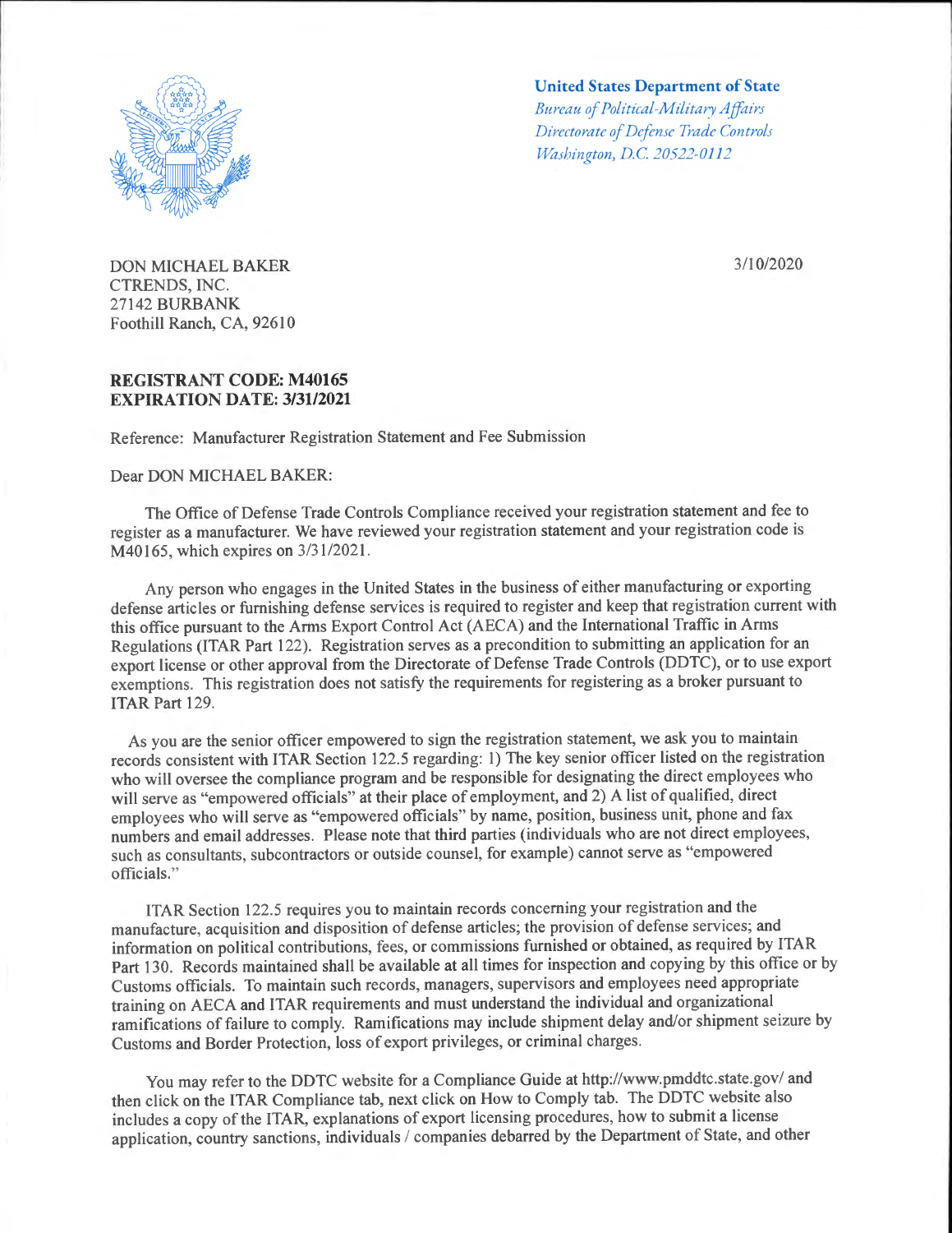**United States Department of State**
*Bureau of Political-Military Affairs*
*Directorate of Defense Trade Controls*
*Washington, D.C. 20522-0112*

DON MICHAEL BAKER
CTRENDS, INC.
27142 BURBANK
Foothill Ranch, CA, 92610

3/10/2020

**REGISTRANT CODE: M40165**
**EXPIRATION DATE: 3/31/2021**

Reference: Manufacturer Registration Statement and Fee Submission

Dear DON MICHAEL BAKER:

The Office of Defense Trade Controls Compliance received your registration statement and fee to register as a manufacturer. We have reviewed your registration statement and your registration code is M40165, which expires on 3/31/2021.

Any person who engages in the United States in the business of either manufacturing or exporting defense articles or furnishing defense services is required to register and keep that registration current with this office pursuant to the Arms Export Control Act (AECA) and the International Traffic in Arms Regulations (ITAR Part 122). Registration serves as a precondition to submitting an application for an export license or other approval from the Directorate of Defense Trade Controls (DDTC), or to use export exemptions. This registration does not satisfy the requirements for registering as a broker pursuant to ITAR Part 129.

As you are the senior officer empowered to sign the registration statement, we ask you to maintain records consistent with ITAR Section 122.5 regarding: 1) The key senior officer listed on the registration who will oversee the compliance program and be responsible for designating the direct employees who will serve as "empowered officials" at their place of employment, and 2) A list of qualified, direct employees who will serve as "empowered officials" by name, position, business unit, phone and fax numbers and email addresses. Please note that third parties (individuals who are not direct employees, such as consultants, subcontractors or outside counsel, for example) cannot serve as "empowered officials."

ITAR Section 122.5 requires you to maintain records concerning your registration and the manufacture, acquisition and disposition of defense articles; the provision of defense services; and information on political contributions, fees, or commissions furnished or obtained, as required by ITAR Part 130. Records maintained shall be available at all times for inspection and copying by this office or by Customs officials. To maintain such records, managers, supervisors and employees need appropriate training on AECA and ITAR requirements and must understand the individual and organizational ramifications of failure to comply. Ramifications may include shipment delay and/or shipment seizure by Customs and Border Protection, loss of export privileges, or criminal charges.

You may refer to the DDTC website for a Compliance Guide at http://www.pmddtc.state.gov/ and then click on the ITAR Compliance tab, next click on How to Comply tab. The DDTC website also includes a copy of the ITAR, explanations of export licensing procedures, how to submit a license application, country sanctions, individuals / companies debarred by the Department of State, and other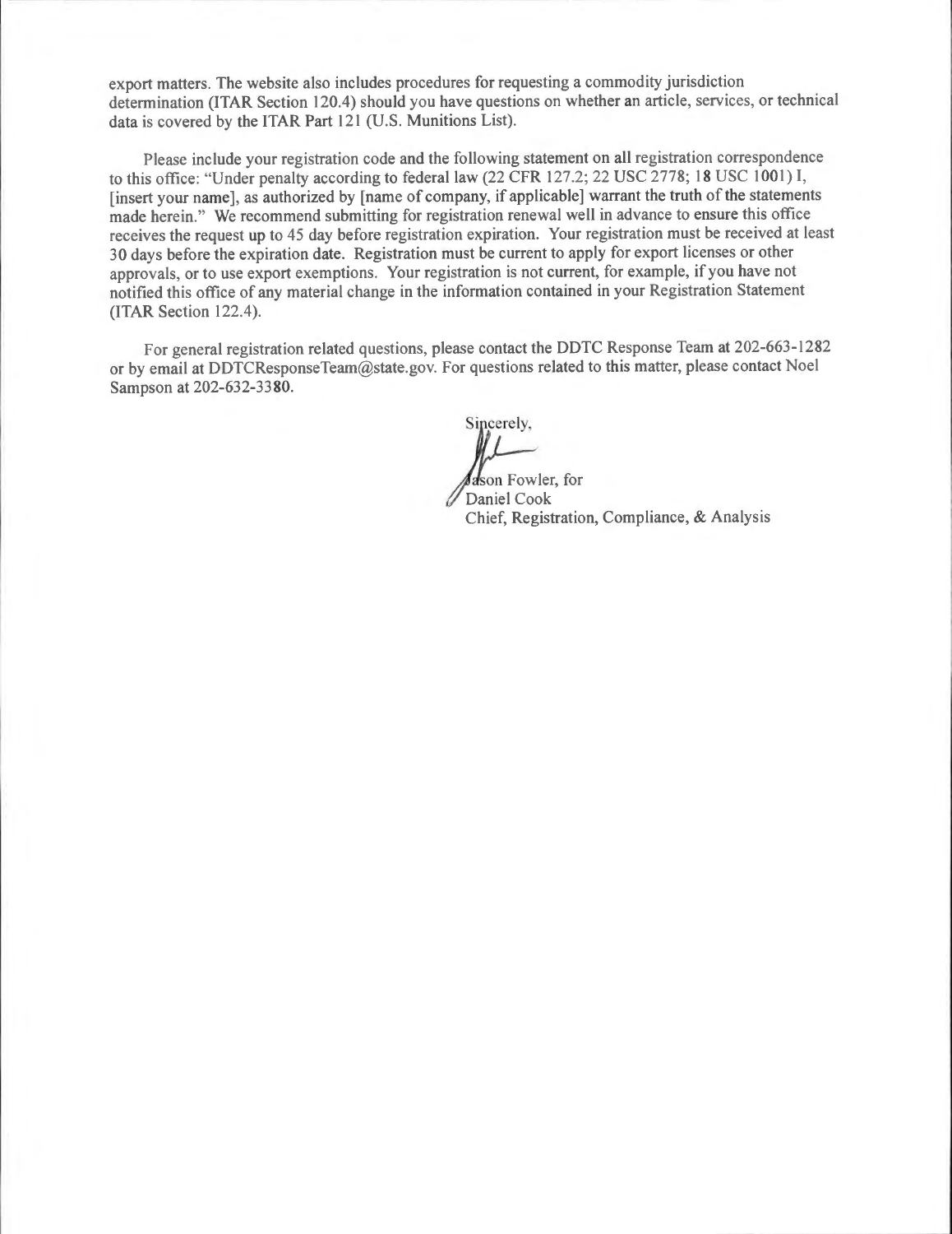export matters. The website also includes procedures for requesting a commodity jurisdiction determination (ITAR Section 120.4) should you have questions on whether an article, services, or technical data is covered by the ITAR Part 121 (U.S. Munitions List).

Please include your registration code and the following statement on all registration correspondence to this office: "Under penalty according to federal law (22 CFR 127.2; 22 USC 2778; 18 USC 1001) I, [insert your name], as authorized by [name of company, if applicable] warrant the truth of the statements made herein." We recommend submitting for registration renewal well in advance to ensure this office receives the request up to 45 day before registration expiration. Your registration must be received at least 30 days before the expiration date. Registration must be current to apply for export licenses or other approvals, or to use export exemptions. Your registration is not current, for example, if you have not notified this office of any material change in the information contained in your Registration Statement (ITAR Section 122.4).

For general registration related questions, please contact the DDTC Response Team at 202-663-1282 or by email at DDTCResponseTeam@state.gov. For questions related to this matter, please contact Noel Sampson at 202-632-3380.

Sincerely,

Jason Fowler, for
Daniel Cook
Chief, Registration, Compliance, & Analysis